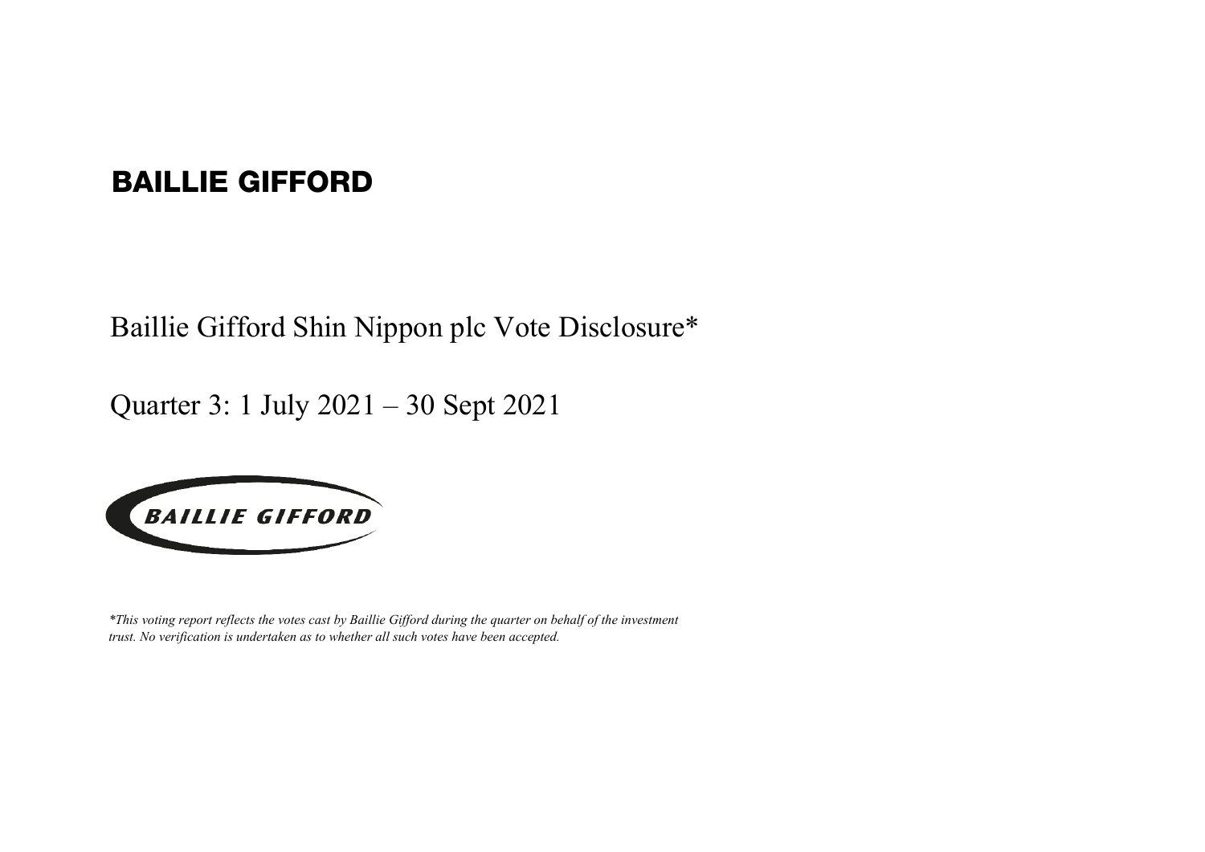# BAILLIE GIFFORD

## Baillie Gifford Shin Nippon plc Vote Disclosure*

## Quarter 3: 1 July 2021 – 30 Sept 2021

BAILLIE GIFFORD

*\*This voting report reflects the votes cast by Baillie Gifford during the quarter on behalf of the investment trust. No verification is undertaken as to whether all such votes have been accepted.*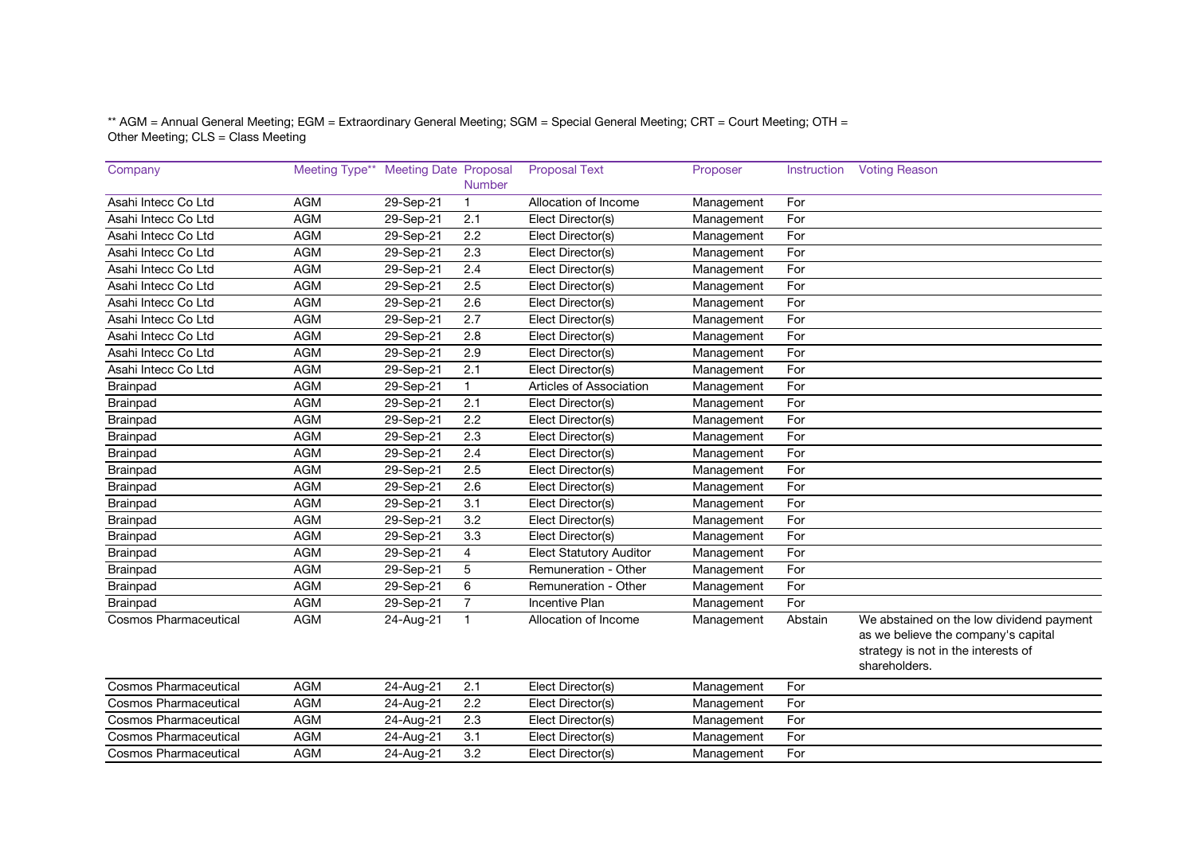** AGM = Annual General Meeting; EGM = Extraordinary General Meeting; SGM = Special General Meeting; CRT = Court Meeting; OTH = Other Meeting; CLS = Class Meeting

| Company | Meeting Type** | Meeting Date | Proposal Number | Proposal Text | Proposer | Instruction | Voting Reason |
|---|---|---|---|---|---|---|---|
| Asahi Intecc Co Ltd | AGM | 29-Sep-21 | 1 | Allocation of Income | Management | For | |
| Asahi Intecc Co Ltd | AGM | 29-Sep-21 | 2.1 | Elect Director(s) | Management | For | |
| Asahi Intecc Co Ltd | AGM | 29-Sep-21 | 2.2 | Elect Director(s) | Management | For | |
| Asahi Intecc Co Ltd | AGM | 29-Sep-21 | 2.3 | Elect Director(s) | Management | For | |
| Asahi Intecc Co Ltd | AGM | 29-Sep-21 | 2.4 | Elect Director(s) | Management | For | |
| Asahi Intecc Co Ltd | AGM | 29-Sep-21 | 2.5 | Elect Director(s) | Management | For | |
| Asahi Intecc Co Ltd | AGM | 29-Sep-21 | 2.6 | Elect Director(s) | Management | For | |
| Asahi Intecc Co Ltd | AGM | 29-Sep-21 | 2.7 | Elect Director(s) | Management | For | |
| Asahi Intecc Co Ltd | AGM | 29-Sep-21 | 2.8 | Elect Director(s) | Management | For | |
| Asahi Intecc Co Ltd | AGM | 29-Sep-21 | 2.9 | Elect Director(s) | Management | For | |
| Asahi Intecc Co Ltd | AGM | 29-Sep-21 | 2.1 | Elect Director(s) | Management | For | |
| Brainpad | AGM | 29-Sep-21 | 1 | Articles of Association | Management | For | |
| Brainpad | AGM | 29-Sep-21 | 2.1 | Elect Director(s) | Management | For | |
| Brainpad | AGM | 29-Sep-21 | 2.2 | Elect Director(s) | Management | For | |
| Brainpad | AGM | 29-Sep-21 | 2.3 | Elect Director(s) | Management | For | |
| Brainpad | AGM | 29-Sep-21 | 2.4 | Elect Director(s) | Management | For | |
| Brainpad | AGM | 29-Sep-21 | 2.5 | Elect Director(s) | Management | For | |
| Brainpad | AGM | 29-Sep-21 | 2.6 | Elect Director(s) | Management | For | |
| Brainpad | AGM | 29-Sep-21 | 3.1 | Elect Director(s) | Management | For | |
| Brainpad | AGM | 29-Sep-21 | 3.2 | Elect Director(s) | Management | For | |
| Brainpad | AGM | 29-Sep-21 | 3.3 | Elect Director(s) | Management | For | |
| Brainpad | AGM | 29-Sep-21 | 4 | Elect Statutory Auditor | Management | For | |
| Brainpad | AGM | 29-Sep-21 | 5 | Remuneration - Other | Management | For | |
| Brainpad | AGM | 29-Sep-21 | 6 | Remuneration - Other | Management | For | |
| Brainpad | AGM | 29-Sep-21 | 7 | Incentive Plan | Management | For | |
| Cosmos Pharmaceutical | AGM | 24-Aug-21 | 1 | Allocation of Income | Management | Abstain | We abstained on the low dividend payment as we believe the company's capital strategy is not in the interests of shareholders. |
| Cosmos Pharmaceutical | AGM | 24-Aug-21 | 2.1 | Elect Director(s) | Management | For | |
| Cosmos Pharmaceutical | AGM | 24-Aug-21 | 2.2 | Elect Director(s) | Management | For | |
| Cosmos Pharmaceutical | AGM | 24-Aug-21 | 2.3 | Elect Director(s) | Management | For | |
| Cosmos Pharmaceutical | AGM | 24-Aug-21 | 3.1 | Elect Director(s) | Management | For | |
| Cosmos Pharmaceutical | AGM | 24-Aug-21 | 3.2 | Elect Director(s) | Management | For | |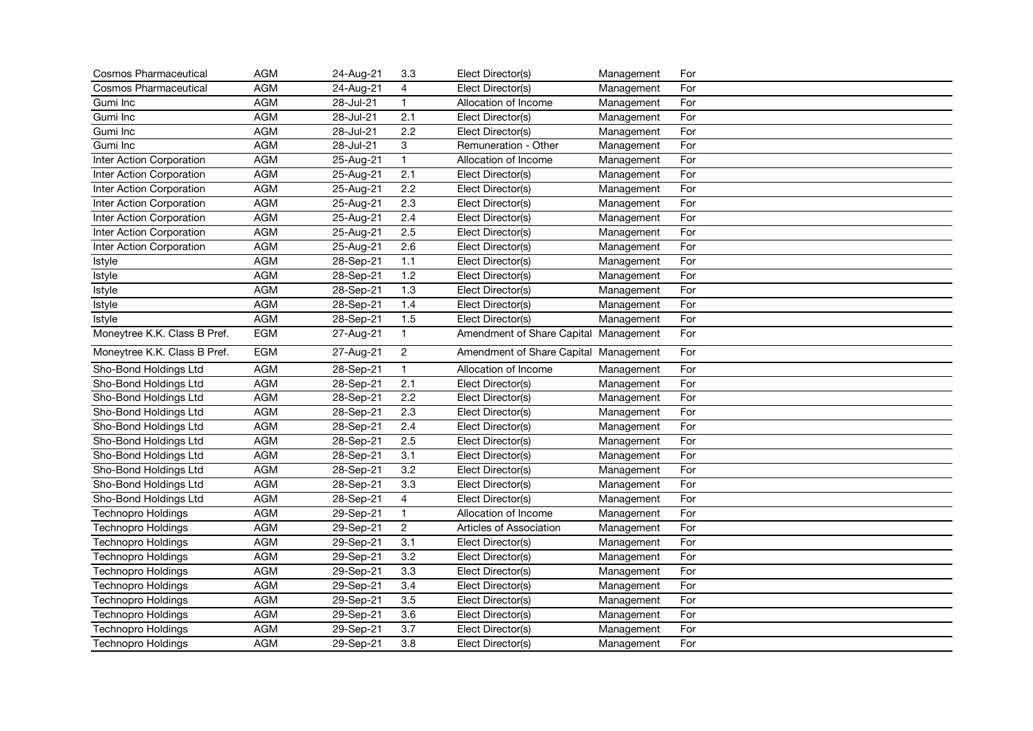| | | | | | | |
|---|---|---|---|---|---|---|
| Cosmos Pharmaceutical | AGM | 24-Aug-21 | 3.3 | Elect Director(s) | Management | For |
| Cosmos Pharmaceutical | AGM | 24-Aug-21 | 4 | Elect Director(s) | Management | For |
| Gumi Inc | AGM | 28-Jul-21 | 1 | Allocation of Income | Management | For |
| Gumi Inc | AGM | 28-Jul-21 | 2.1 | Elect Director(s) | Management | For |
| Gumi Inc | AGM | 28-Jul-21 | 2.2 | Elect Director(s) | Management | For |
| Gumi Inc | AGM | 28-Jul-21 | 3 | Remuneration - Other | Management | For |
| Inter Action Corporation | AGM | 25-Aug-21 | 1 | Allocation of Income | Management | For |
| Inter Action Corporation | AGM | 25-Aug-21 | 2.1 | Elect Director(s) | Management | For |
| Inter Action Corporation | AGM | 25-Aug-21 | 2.2 | Elect Director(s) | Management | For |
| Inter Action Corporation | AGM | 25-Aug-21 | 2.3 | Elect Director(s) | Management | For |
| Inter Action Corporation | AGM | 25-Aug-21 | 2.4 | Elect Director(s) | Management | For |
| Inter Action Corporation | AGM | 25-Aug-21 | 2.5 | Elect Director(s) | Management | For |
| Inter Action Corporation | AGM | 25-Aug-21 | 2.6 | Elect Director(s) | Management | For |
| Istyle | AGM | 28-Sep-21 | 1.1 | Elect Director(s) | Management | For |
| Istyle | AGM | 28-Sep-21 | 1.2 | Elect Director(s) | Management | For |
| Istyle | AGM | 28-Sep-21 | 1.3 | Elect Director(s) | Management | For |
| Istyle | AGM | 28-Sep-21 | 1.4 | Elect Director(s) | Management | For |
| Istyle | AGM | 28-Sep-21 | 1.5 | Elect Director(s) | Management | For |
| Moneytree K.K. Class B Pref. | EGM | 27-Aug-21 | 1 | Amendment of Share Capital | Management | For |
| Moneytree K.K. Class B Pref. | EGM | 27-Aug-21 | 2 | Amendment of Share Capital | Management | For |
| Sho-Bond Holdings Ltd | AGM | 28-Sep-21 | 1 | Allocation of Income | Management | For |
| Sho-Bond Holdings Ltd | AGM | 28-Sep-21 | 2.1 | Elect Director(s) | Management | For |
| Sho-Bond Holdings Ltd | AGM | 28-Sep-21 | 2.2 | Elect Director(s) | Management | For |
| Sho-Bond Holdings Ltd | AGM | 28-Sep-21 | 2.3 | Elect Director(s) | Management | For |
| Sho-Bond Holdings Ltd | AGM | 28-Sep-21 | 2.4 | Elect Director(s) | Management | For |
| Sho-Bond Holdings Ltd | AGM | 28-Sep-21 | 2.5 | Elect Director(s) | Management | For |
| Sho-Bond Holdings Ltd | AGM | 28-Sep-21 | 3.1 | Elect Director(s) | Management | For |
| Sho-Bond Holdings Ltd | AGM | 28-Sep-21 | 3.2 | Elect Director(s) | Management | For |
| Sho-Bond Holdings Ltd | AGM | 28-Sep-21 | 3.3 | Elect Director(s) | Management | For |
| Sho-Bond Holdings Ltd | AGM | 28-Sep-21 | 4 | Elect Director(s) | Management | For |
| Technopro Holdings | AGM | 29-Sep-21 | 1 | Allocation of Income | Management | For |
| Technopro Holdings | AGM | 29-Sep-21 | 2 | Articles of Association | Management | For |
| Technopro Holdings | AGM | 29-Sep-21 | 3.1 | Elect Director(s) | Management | For |
| Technopro Holdings | AGM | 29-Sep-21 | 3.2 | Elect Director(s) | Management | For |
| Technopro Holdings | AGM | 29-Sep-21 | 3.3 | Elect Director(s) | Management | For |
| Technopro Holdings | AGM | 29-Sep-21 | 3.4 | Elect Director(s) | Management | For |
| Technopro Holdings | AGM | 29-Sep-21 | 3.5 | Elect Director(s) | Management | For |
| Technopro Holdings | AGM | 29-Sep-21 | 3.6 | Elect Director(s) | Management | For |
| Technopro Holdings | AGM | 29-Sep-21 | 3.7 | Elect Director(s) | Management | For |
| Technopro Holdings | AGM | 29-Sep-21 | 3.8 | Elect Director(s) | Management | For |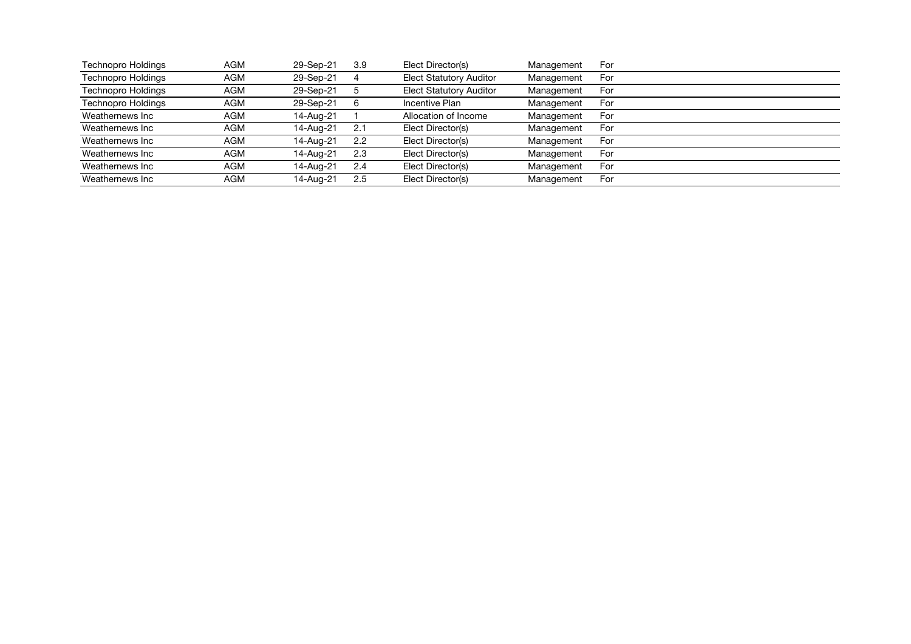| | | | | | | |
|---|---|---|---|---|---|---|
| Technopro Holdings | AGM | 29-Sep-21 | 3.9 | Elect Director(s) | Management | For |
| Technopro Holdings | AGM | 29-Sep-21 | 4 | Elect Statutory Auditor | Management | For |
| Technopro Holdings | AGM | 29-Sep-21 | 5 | Elect Statutory Auditor | Management | For |
| Technopro Holdings | AGM | 29-Sep-21 | 6 | Incentive Plan | Management | For |
| Weathernews Inc | AGM | 14-Aug-21 | 1 | Allocation of Income | Management | For |
| Weathernews Inc | AGM | 14-Aug-21 | 2.1 | Elect Director(s) | Management | For |
| Weathernews Inc | AGM | 14-Aug-21 | 2.2 | Elect Director(s) | Management | For |
| Weathernews Inc | AGM | 14-Aug-21 | 2.3 | Elect Director(s) | Management | For |
| Weathernews Inc | AGM | 14-Aug-21 | 2.4 | Elect Director(s) | Management | For |
| Weathernews Inc | AGM | 14-Aug-21 | 2.5 | Elect Director(s) | Management | For |